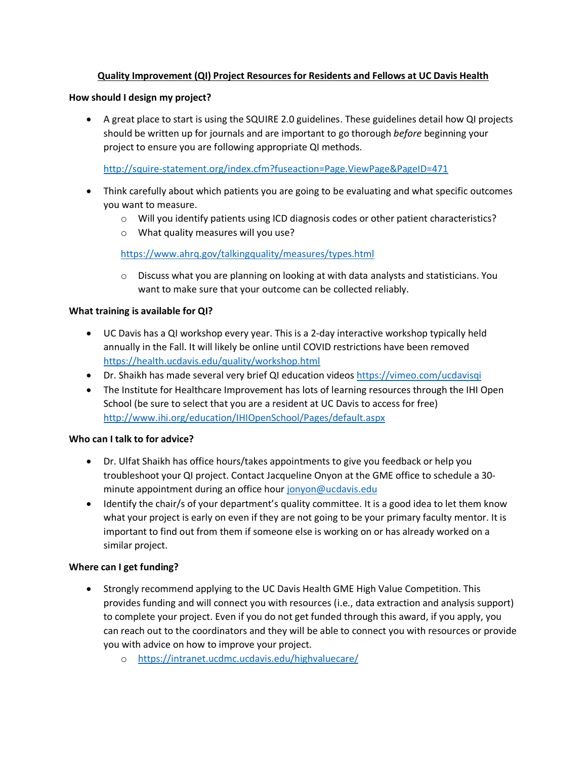# **Quality Improvement (QI) Project Resources for Residents and Fellows at UC Davis Health**

**How should I design my project?**

- A great place to start is using the SQUIRE 2.0 guidelines. These guidelines detail how QI projects should be written up for journals and are important to go thorough *before* beginning your project to ensure you are following appropriate QI methods.

  http://squire-statement.org/index.cfm?fuseaction=Page.ViewPage&PageID=471

- Think carefully about which patients you are going to be evaluating and what specific outcomes you want to measure.
  - Will you identify patients using ICD diagnosis codes or other patient characteristics?
  - What quality measures will you use?

    https://www.ahrq.gov/talkingquality/measures/types.html

  - Discuss what you are planning on looking at with data analysts and statisticians. You want to make sure that your outcome can be collected reliably.

**What training is available for QI?**

- UC Davis has a QI workshop every year. This is a 2-day interactive workshop typically held annually in the Fall. It will likely be online until COVID restrictions have been removed https://health.ucdavis.edu/quality/workshop.html
- Dr. Shaikh has made several very brief QI education videos https://vimeo.com/ucdavisqi
- The Institute for Healthcare Improvement has lots of learning resources through the IHI Open School (be sure to select that you are a resident at UC Davis to access for free) http://www.ihi.org/education/IHIOpenSchool/Pages/default.aspx

**Who can I talk to for advice?**

- Dr. Ulfat Shaikh has office hours/takes appointments to give you feedback or help you troubleshoot your QI project. Contact Jacqueline Onyon at the GME office to schedule a 30-minute appointment during an office hour jonyon@ucdavis.edu
- Identify the chair/s of your department's quality committee. It is a good idea to let them know what your project is early on even if they are not going to be your primary faculty mentor. It is important to find out from them if someone else is working on or has already worked on a similar project.

**Where can I get funding?**

- Strongly recommend applying to the UC Davis Health GME High Value Competition. This provides funding and will connect you with resources (i.e., data extraction and analysis support) to complete your project. Even if you do not get funded through this award, if you apply, you can reach out to the coordinators and they will be able to connect you with resources or provide you with advice on how to improve your project.
  - https://intranet.ucdmc.ucdavis.edu/highvaluecare/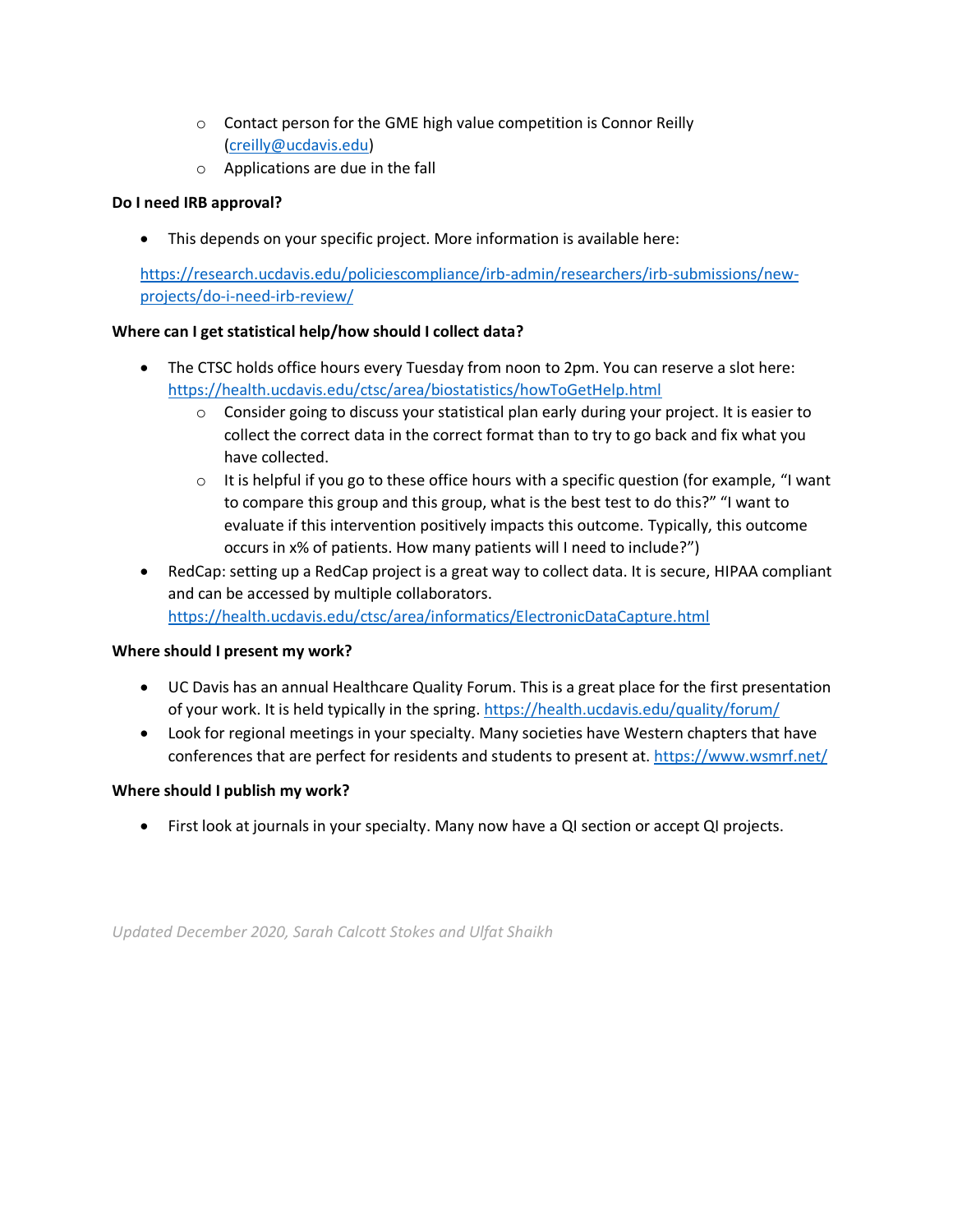- Contact person for the GME high value competition is Connor Reilly (creilly@ucdavis.edu)
  - Applications are due in the fall

**Do I need IRB approval?**

- This depends on your specific project. More information is available here:

https://research.ucdavis.edu/policiescompliance/irb-admin/researchers/irb-submissions/new-projects/do-i-need-irb-review/

**Where can I get statistical help/how should I collect data?**

- The CTSC holds office hours every Tuesday from noon to 2pm. You can reserve a slot here: https://health.ucdavis.edu/ctsc/area/biostatistics/howToGetHelp.html
  - Consider going to discuss your statistical plan early during your project. It is easier to collect the correct data in the correct format than to try to go back and fix what you have collected.
  - It is helpful if you go to these office hours with a specific question (for example, "I want to compare this group and this group, what is the best test to do this?" "I want to evaluate if this intervention positively impacts this outcome. Typically, this outcome occurs in x% of patients. How many patients will I need to include?")
- RedCap: setting up a RedCap project is a great way to collect data. It is secure, HIPAA compliant and can be accessed by multiple collaborators. https://health.ucdavis.edu/ctsc/area/informatics/ElectronicDataCapture.html

**Where should I present my work?**

- UC Davis has an annual Healthcare Quality Forum. This is a great place for the first presentation of your work. It is held typically in the spring. https://health.ucdavis.edu/quality/forum/
- Look for regional meetings in your specialty. Many societies have Western chapters that have conferences that are perfect for residents and students to present at. https://www.wsmrf.net/

**Where should I publish my work?**

- First look at journals in your specialty. Many now have a QI section or accept QI projects.

*Updated December 2020, Sarah Calcott Stokes and Ulfat Shaikh*